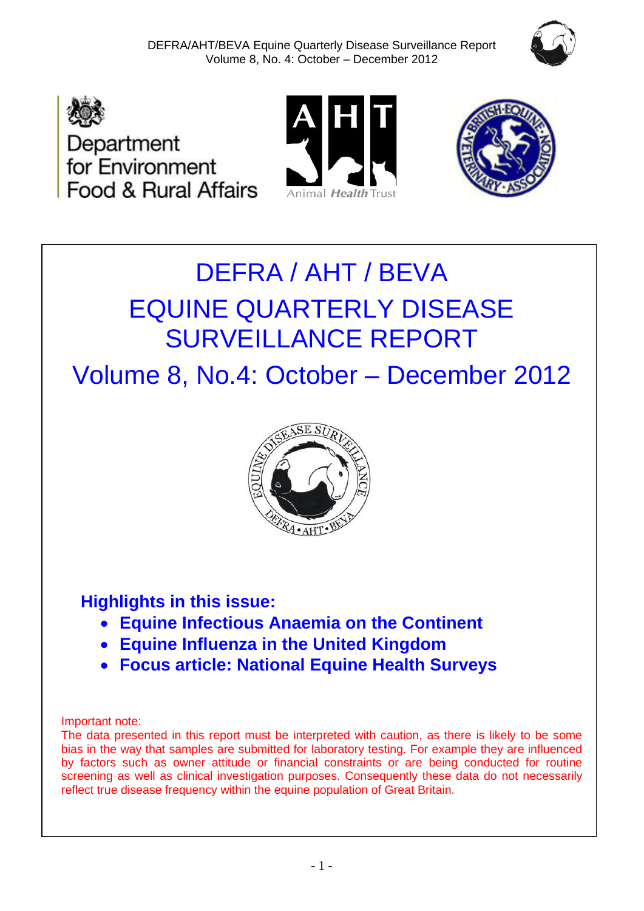# DEFRA / AHT / BEVA

# EQUINE QUARTERLY DISEASE SURVEILLANCE REPORT

## Volume 8, No.4: October – December 2012

### Highlights in this issue:

- **Equine Infectious Anaemia on the Continent**
- **Equine Influenza in the United Kingdom**
- **Focus article: National Equine Health Surveys**

Important note:

The data presented in this report must be interpreted with caution, as there is likely to be some bias in the way that samples are submitted for laboratory testing. For example they are influenced by factors such as owner attitude or financial constraints or are being conducted for routine screening as well as clinical investigation purposes. Consequently these data do not necessarily reflect true disease frequency within the equine population of Great Britain.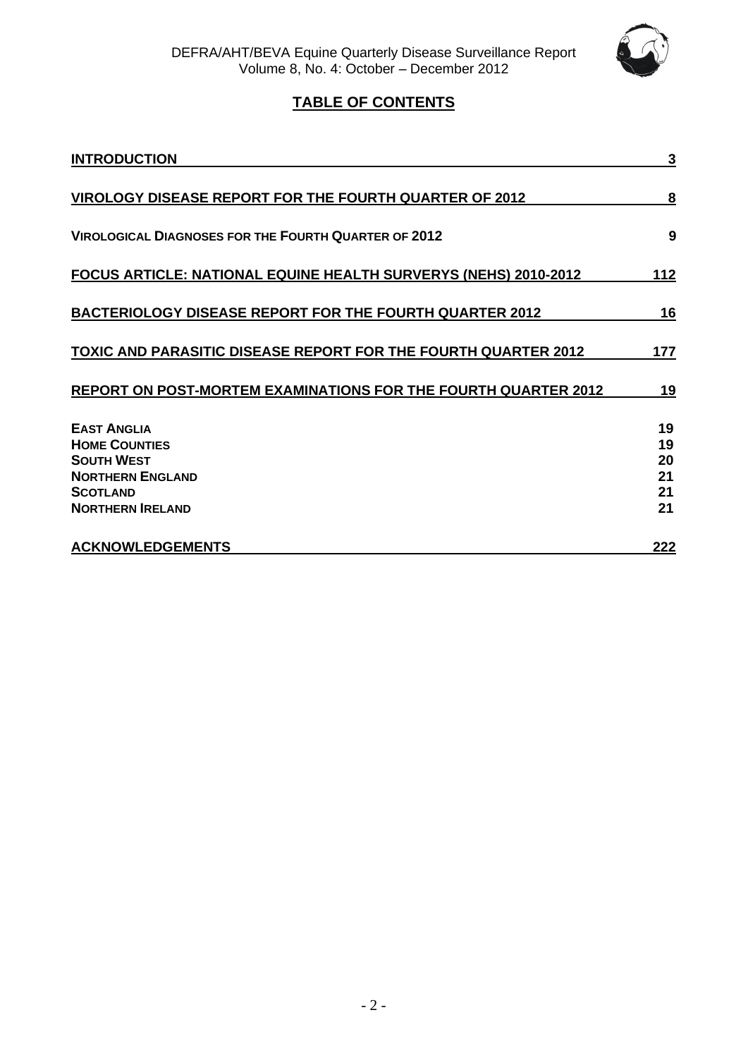## TABLE OF CONTENTS

| | |
|---|---|
| **INTRODUCTION** | **3** |
| **VIROLOGY DISEASE REPORT FOR THE FOURTH QUARTER OF 2012** | **8** |
| **VIROLOGICAL DIAGNOSES FOR THE FOURTH QUARTER OF 2012** | **9** |
| **FOCUS ARTICLE: NATIONAL EQUINE HEALTH SURVERYS (NEHS) 2010-2012** | **112** |
| **BACTERIOLOGY DISEASE REPORT FOR THE FOURTH QUARTER 2012** | **16** |
| **TOXIC AND PARASITIC DISEASE REPORT FOR THE FOURTH QUARTER 2012** | **177** |
| **REPORT ON POST-MORTEM EXAMINATIONS FOR THE FOURTH QUARTER 2012** | **19** |
| **EAST ANGLIA** | **19** |
| **HOME COUNTIES** | **19** |
| **SOUTH WEST** | **20** |
| **NORTHERN ENGLAND** | **21** |
| **SCOTLAND** | **21** |
| **NORTHERN IRELAND** | **21** |
| **ACKNOWLEDGEMENTS** | **222** |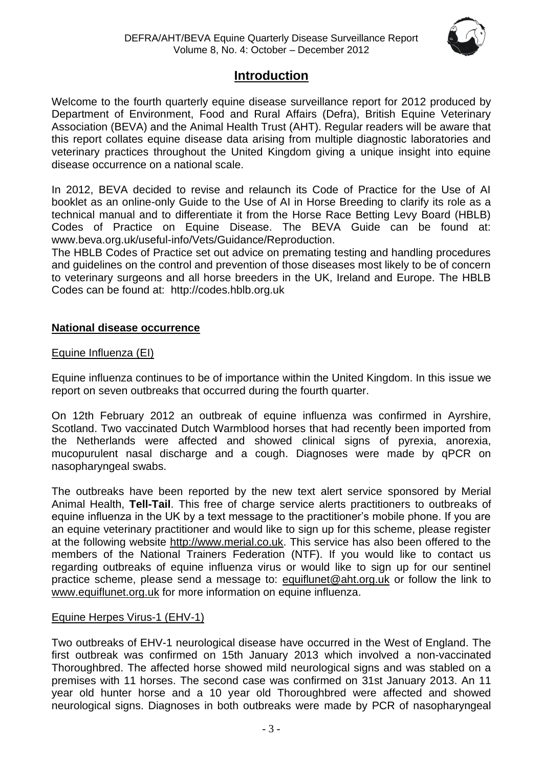# Introduction

Welcome to the fourth quarterly equine disease surveillance report for 2012 produced by Department of Environment, Food and Rural Affairs (Defra), British Equine Veterinary Association (BEVA) and the Animal Health Trust (AHT). Regular readers will be aware that this report collates equine disease data arising from multiple diagnostic laboratories and veterinary practices throughout the United Kingdom giving a unique insight into equine disease occurrence on a national scale.

In 2012, BEVA decided to revise and relaunch its Code of Practice for the Use of AI booklet as an online-only Guide to the Use of AI in Horse Breeding to clarify its role as a technical manual and to differentiate it from the Horse Race Betting Levy Board (HBLB) Codes of Practice on Equine Disease. The BEVA Guide can be found at: www.beva.org.uk/useful-info/Vets/Guidance/Reproduction.

The HBLB Codes of Practice set out advice on premating testing and handling procedures and guidelines on the control and prevention of those diseases most likely to be of concern to veterinary surgeons and all horse breeders in the UK, Ireland and Europe. The HBLB Codes can be found at: http://codes.hblb.org.uk

## National disease occurrence

### Equine Influenza (EI)

Equine influenza continues to be of importance within the United Kingdom. In this issue we report on seven outbreaks that occurred during the fourth quarter.

On 12th February 2012 an outbreak of equine influenza was confirmed in Ayrshire, Scotland. Two vaccinated Dutch Warmblood horses that had recently been imported from the Netherlands were affected and showed clinical signs of pyrexia, anorexia, mucopurulent nasal discharge and a cough. Diagnoses were made by qPCR on nasopharyngeal swabs.

The outbreaks have been reported by the new text alert service sponsored by Merial Animal Health, **Tell-Tail**. This free of charge service alerts practitioners to outbreaks of equine influenza in the UK by a text message to the practitioner's mobile phone. If you are an equine veterinary practitioner and would like to sign up for this scheme, please register at the following website http://www.merial.co.uk. This service has also been offered to the members of the National Trainers Federation (NTF). If you would like to contact us regarding outbreaks of equine influenza virus or would like to sign up for our sentinel practice scheme, please send a message to: equiflunet@aht.org.uk or follow the link to www.equiflunet.org.uk for more information on equine influenza.

### Equine Herpes Virus-1 (EHV-1)

Two outbreaks of EHV-1 neurological disease have occurred in the West of England. The first outbreak was confirmed on 15th January 2013 which involved a non-vaccinated Thoroughbred. The affected horse showed mild neurological signs and was stabled on a premises with 11 horses. The second case was confirmed on 31st January 2013. An 11 year old hunter horse and a 10 year old Thoroughbred were affected and showed neurological signs. Diagnoses in both outbreaks were made by PCR of nasopharyngeal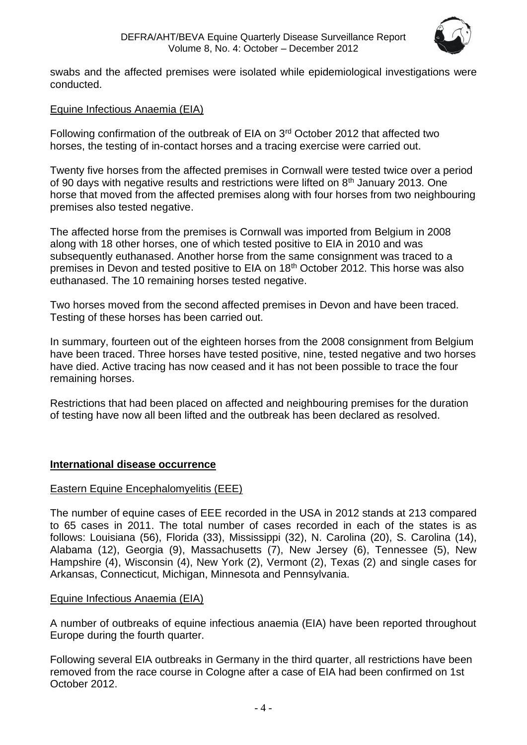swabs and the affected premises were isolated while epidemiological investigations were conducted.

Equine Infectious Anaemia (EIA)

Following confirmation of the outbreak of EIA on 3rd October 2012 that affected two horses, the testing of in-contact horses and a tracing exercise were carried out.

Twenty five horses from the affected premises in Cornwall were tested twice over a period of 90 days with negative results and restrictions were lifted on 8th January 2013. One horse that moved from the affected premises along with four horses from two neighbouring premises also tested negative.

The affected horse from the premises is Cornwall was imported from Belgium in 2008 along with 18 other horses, one of which tested positive to EIA in 2010 and was subsequently euthanased. Another horse from the same consignment was traced to a premises in Devon and tested positive to EIA on 18th October 2012. This horse was also euthanased. The 10 remaining horses tested negative.

Two horses moved from the second affected premises in Devon and have been traced. Testing of these horses has been carried out.

In summary, fourteen out of the eighteen horses from the 2008 consignment from Belgium have been traced. Three horses have tested positive, nine, tested negative and two horses have died. Active tracing has now ceased and it has not been possible to trace the four remaining horses.

Restrictions that had been placed on affected and neighbouring premises for the duration of testing have now all been lifted and the outbreak has been declared as resolved.

## International disease occurrence

Eastern Equine Encephalomyelitis (EEE)

The number of equine cases of EEE recorded in the USA in 2012 stands at 213 compared to 65 cases in 2011. The total number of cases recorded in each of the states is as follows: Louisiana (56), Florida (33), Mississippi (32), N. Carolina (20), S. Carolina (14), Alabama (12), Georgia (9), Massachusetts (7), New Jersey (6), Tennessee (5), New Hampshire (4), Wisconsin (4), New York (2), Vermont (2), Texas (2) and single cases for Arkansas, Connecticut, Michigan, Minnesota and Pennsylvania.

Equine Infectious Anaemia (EIA)

A number of outbreaks of equine infectious anaemia (EIA) have been reported throughout Europe during the fourth quarter.

Following several EIA outbreaks in Germany in the third quarter, all restrictions have been removed from the race course in Cologne after a case of EIA had been confirmed on 1st October 2012.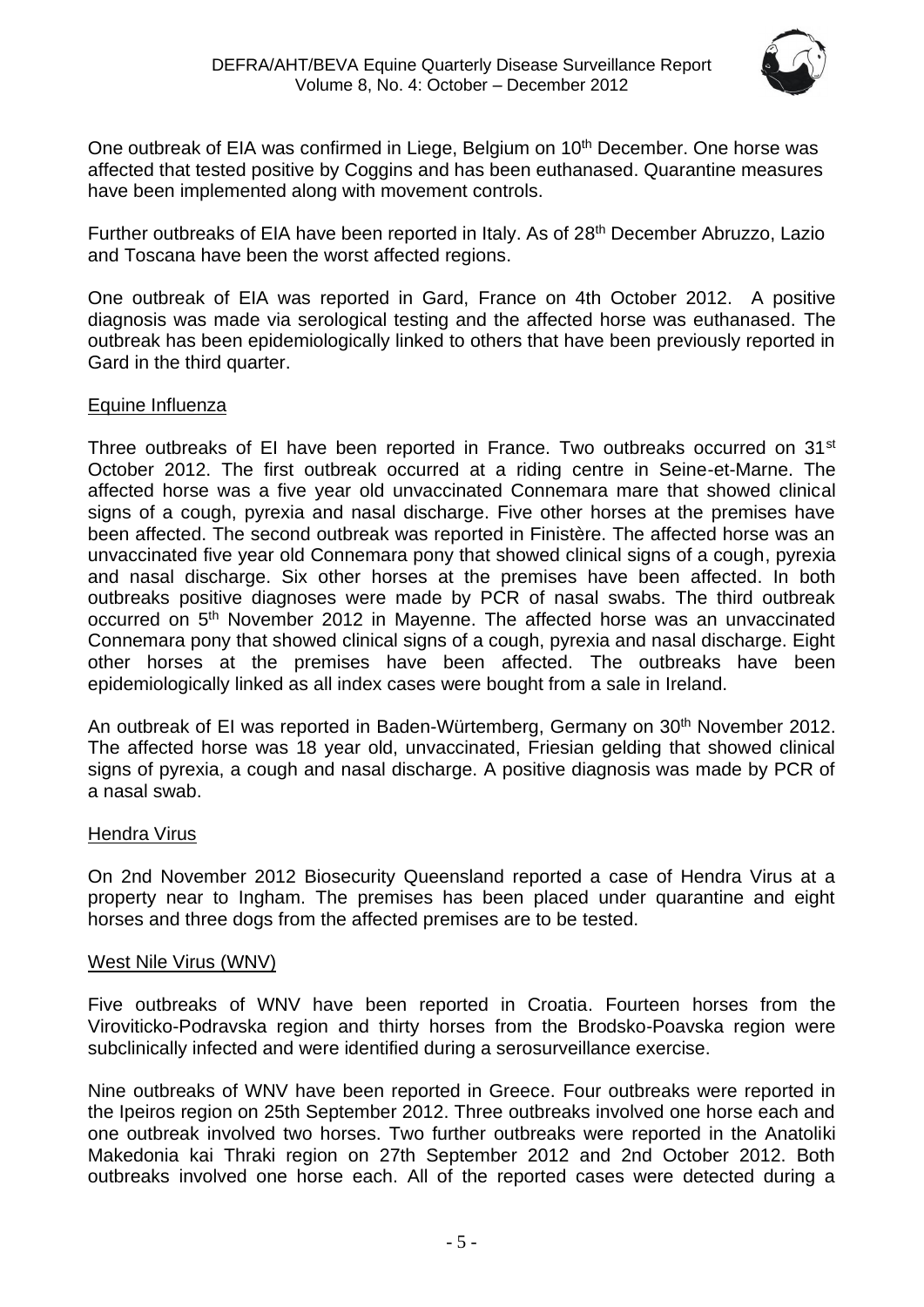One outbreak of EIA was confirmed in Liege, Belgium on 10th December. One horse was affected that tested positive by Coggins and has been euthanased. Quarantine measures have been implemented along with movement controls.

Further outbreaks of EIA have been reported in Italy. As of 28th December Abruzzo, Lazio and Toscana have been the worst affected regions.

One outbreak of EIA was reported in Gard, France on 4th October 2012. A positive diagnosis was made via serological testing and the affected horse was euthanased. The outbreak has been epidemiologically linked to others that have been previously reported in Gard in the third quarter.

## Equine Influenza

Three outbreaks of EI have been reported in France. Two outbreaks occurred on 31st October 2012. The first outbreak occurred at a riding centre in Seine-et-Marne. The affected horse was a five year old unvaccinated Connemara mare that showed clinical signs of a cough, pyrexia and nasal discharge. Five other horses at the premises have been affected. The second outbreak was reported in Finistère. The affected horse was an unvaccinated five year old Connemara pony that showed clinical signs of a cough, pyrexia and nasal discharge. Six other horses at the premises have been affected. In both outbreaks positive diagnoses were made by PCR of nasal swabs. The third outbreak occurred on 5th November 2012 in Mayenne. The affected horse was an unvaccinated Connemara pony that showed clinical signs of a cough, pyrexia and nasal discharge. Eight other horses at the premises have been affected. The outbreaks have been epidemiologically linked as all index cases were bought from a sale in Ireland.

An outbreak of EI was reported in Baden-Würtemberg, Germany on 30th November 2012. The affected horse was 18 year old, unvaccinated, Friesian gelding that showed clinical signs of pyrexia, a cough and nasal discharge. A positive diagnosis was made by PCR of a nasal swab.

## Hendra Virus

On 2nd November 2012 Biosecurity Queensland reported a case of Hendra Virus at a property near to Ingham. The premises has been placed under quarantine and eight horses and three dogs from the affected premises are to be tested.

## West Nile Virus (WNV)

Five outbreaks of WNV have been reported in Croatia. Fourteen horses from the Viroviticko-Podravska region and thirty horses from the Brodsko-Poavska region were subclinically infected and were identified during a serosurveillance exercise.

Nine outbreaks of WNV have been reported in Greece. Four outbreaks were reported in the Ipeiros region on 25th September 2012. Three outbreaks involved one horse each and one outbreak involved two horses. Two further outbreaks were reported in the Anatoliki Makedonia kai Thraki region on 27th September 2012 and 2nd October 2012. Both outbreaks involved one horse each. All of the reported cases were detected during a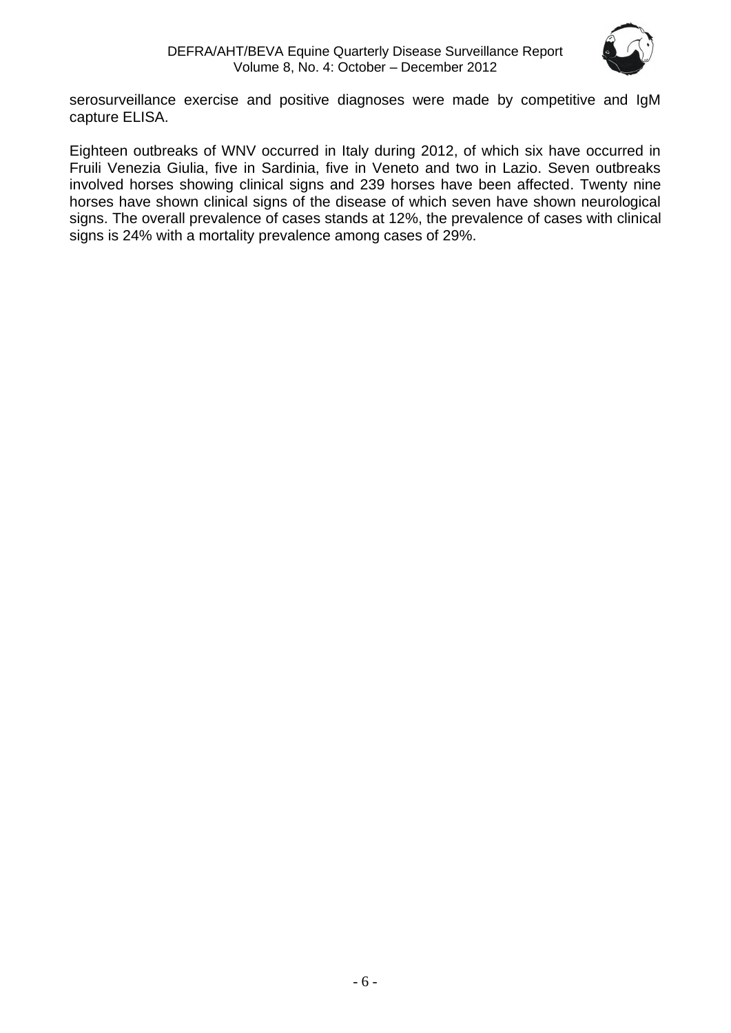serosurveillance exercise and positive diagnoses were made by competitive and IgM capture ELISA.

Eighteen outbreaks of WNV occurred in Italy during 2012, of which six have occurred in Fruili Venezia Giulia, five in Sardinia, five in Veneto and two in Lazio. Seven outbreaks involved horses showing clinical signs and 239 horses have been affected. Twenty nine horses have shown clinical signs of the disease of which seven have shown neurological signs. The overall prevalence of cases stands at 12%, the prevalence of cases with clinical signs is 24% with a mortality prevalence among cases of 29%.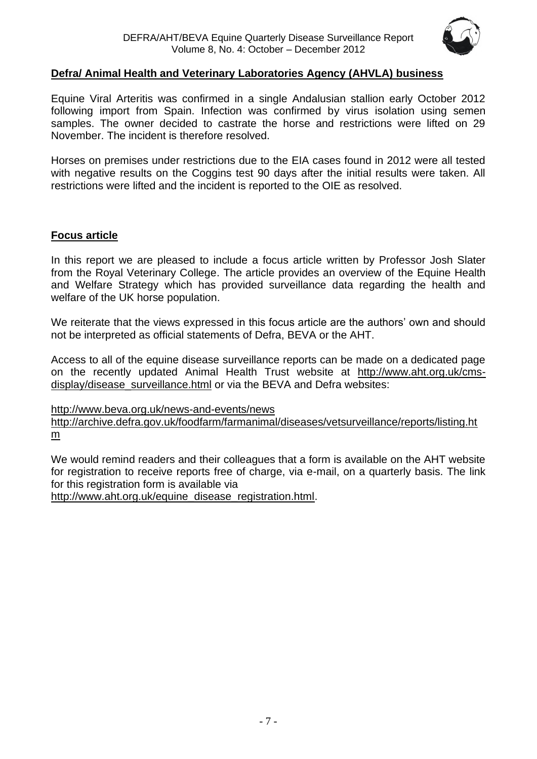## Defra/ Animal Health and Veterinary Laboratories Agency (AHVLA) business

Equine Viral Arteritis was confirmed in a single Andalusian stallion early October 2012 following import from Spain. Infection was confirmed by virus isolation using semen samples. The owner decided to castrate the horse and restrictions were lifted on 29 November. The incident is therefore resolved.

Horses on premises under restrictions due to the EIA cases found in 2012 were all tested with negative results on the Coggins test 90 days after the initial results were taken. All restrictions were lifted and the incident is reported to the OIE as resolved.

## Focus article

In this report we are pleased to include a focus article written by Professor Josh Slater from the Royal Veterinary College. The article provides an overview of the Equine Health and Welfare Strategy which has provided surveillance data regarding the health and welfare of the UK horse population.

We reiterate that the views expressed in this focus article are the authors' own and should not be interpreted as official statements of Defra, BEVA or the AHT.

Access to all of the equine disease surveillance reports can be made on a dedicated page on the recently updated Animal Health Trust website at http://www.aht.org.uk/cms-display/disease_surveillance.html or via the BEVA and Defra websites:

http://www.beva.org.uk/news-and-events/news
http://archive.defra.gov.uk/foodfarm/farmanimal/diseases/vetsurveillance/reports/listing.htm

We would remind readers and their colleagues that a form is available on the AHT website for registration to receive reports free of charge, via e-mail, on a quarterly basis. The link for this registration form is available via http://www.aht.org.uk/equine_disease_registration.html.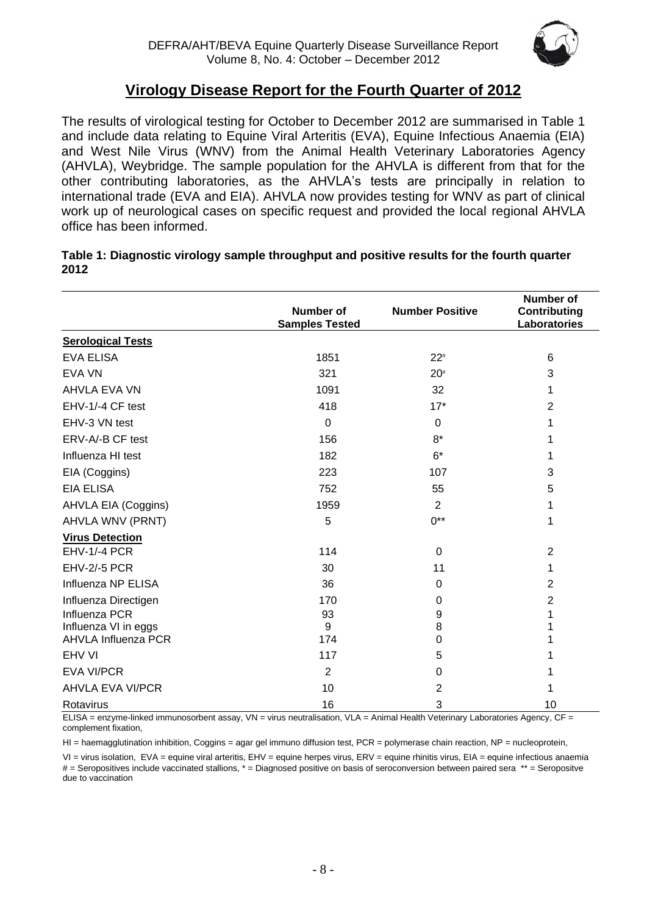## Virology Disease Report for the Fourth Quarter of 2012

The results of virological testing for October to December 2012 are summarised in Table 1 and include data relating to Equine Viral Arteritis (EVA), Equine Infectious Anaemia (EIA) and West Nile Virus (WNV) from the Animal Health Veterinary Laboratories Agency (AHVLA), Weybridge. The sample population for the AHVLA is different from that for the other contributing laboratories, as the AHVLA's tests are principally in relation to international trade (EVA and EIA). AHVLA now provides testing for WNV as part of clinical work up of neurological cases on specific request and provided the local regional AHVLA office has been informed.

**Table 1: Diagnostic virology sample throughput and positive results for the fourth quarter 2012**

| | Number of Samples Tested | Number Positive | Number of Contributing Laboratories |
|---|---|---|---|
| **Serological Tests** | | | |
| EVA ELISA | 1851 | 22# | 6 |
| EVA VN | 321 | 20# | 3 |
| AHVLA EVA VN | 1091 | 32 | 1 |
| EHV-1/-4 CF test | 418 | 17* | 2 |
| EHV-3 VN test | 0 | 0 | 1 |
| ERV-A/-B CF test | 156 | 8* | 1 |
| Influenza HI test | 182 | 6* | 1 |
| EIA (Coggins) | 223 | 107 | 3 |
| EIA ELISA | 752 | 55 | 5 |
| AHVLA EIA (Coggins) | 1959 | 2 | 1 |
| AHVLA WNV (PRNT) | 5 | 0** | 1 |
| **Virus Detection** | | | |
| EHV-1/-4 PCR | 114 | 0 | 2 |
| EHV-2/-5 PCR | 30 | 11 | 1 |
| Influenza NP ELISA | 36 | 0 | 2 |
| Influenza Directigen | 170 | 0 | 2 |
| Influenza PCR | 93 | 9 | 1 |
| Influenza VI in eggs | 9 | 8 | 1 |
| AHVLA Influenza PCR | 174 | 0 | 1 |
| EHV VI | 117 | 5 | 1 |
| EVA VI/PCR | 2 | 0 | 1 |
| AHVLA EVA VI/PCR | 10 | 2 | 1 |
| Rotavirus | 16 | 3 | 10 |

ELISA = enzyme-linked immunosorbent assay, VN = virus neutralisation, VLA = Animal Health Veterinary Laboratories Agency, CF = complement fixation,

HI = haemagglutination inhibition, Coggins = agar gel immuno diffusion test, PCR = polymerase chain reaction, NP = nucleoprotein,

VI = virus isolation, EVA = equine viral arteritis, EHV = equine herpes virus, ERV = equine rhinitis virus, EIA = equine infectious anaemia
# = Seropositives include vaccinated stallions, * = Diagnosed positive on basis of seroconversion between paired sera ** = Seropositve due to vaccination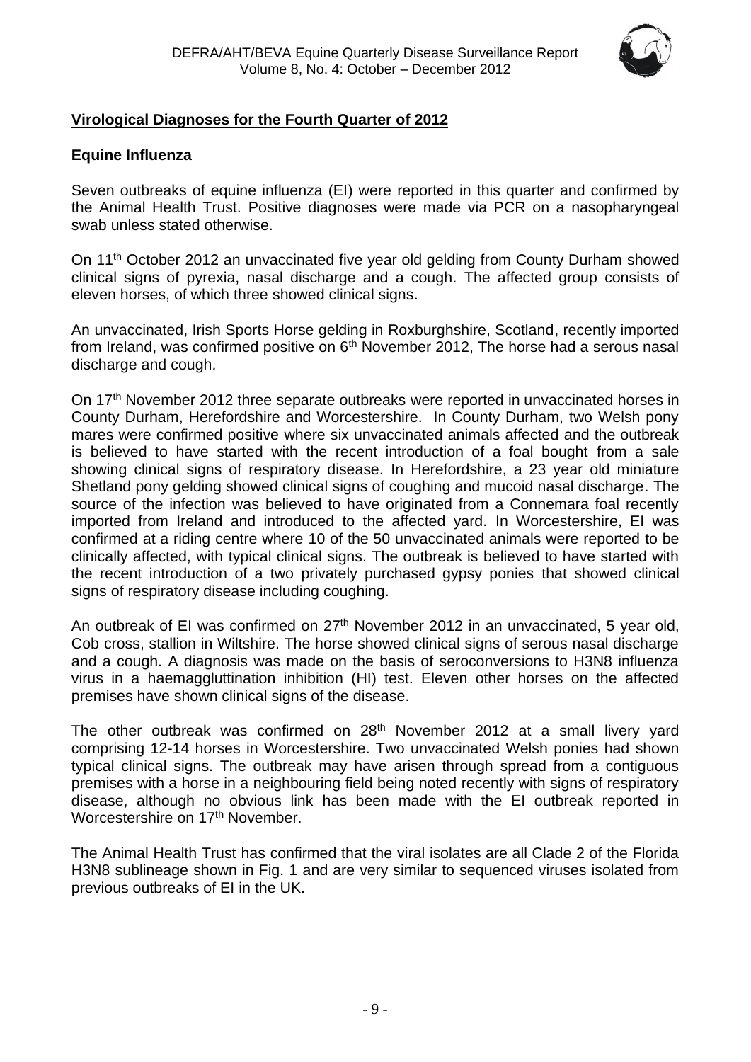## Virological Diagnoses for the Fourth Quarter of 2012

### Equine Influenza

Seven outbreaks of equine influenza (EI) were reported in this quarter and confirmed by the Animal Health Trust. Positive diagnoses were made via PCR on a nasopharyngeal swab unless stated otherwise.

On 11th October 2012 an unvaccinated five year old gelding from County Durham showed clinical signs of pyrexia, nasal discharge and a cough. The affected group consists of eleven horses, of which three showed clinical signs.

An unvaccinated, Irish Sports Horse gelding in Roxburghshire, Scotland, recently imported from Ireland, was confirmed positive on 6th November 2012, The horse had a serous nasal discharge and cough.

On 17th November 2012 three separate outbreaks were reported in unvaccinated horses in County Durham, Herefordshire and Worcestershire. In County Durham, two Welsh pony mares were confirmed positive where six unvaccinated animals affected and the outbreak is believed to have started with the recent introduction of a foal bought from a sale showing clinical signs of respiratory disease. In Herefordshire, a 23 year old miniature Shetland pony gelding showed clinical signs of coughing and mucoid nasal discharge. The source of the infection was believed to have originated from a Connemara foal recently imported from Ireland and introduced to the affected yard. In Worcestershire, EI was confirmed at a riding centre where 10 of the 50 unvaccinated animals were reported to be clinically affected, with typical clinical signs. The outbreak is believed to have started with the recent introduction of a two privately purchased gypsy ponies that showed clinical signs of respiratory disease including coughing.

An outbreak of EI was confirmed on 27th November 2012 in an unvaccinated, 5 year old, Cob cross, stallion in Wiltshire. The horse showed clinical signs of serous nasal discharge and a cough. A diagnosis was made on the basis of seroconversions to H3N8 influenza virus in a haemagglutination inhibition (HI) test. Eleven other horses on the affected premises have shown clinical signs of the disease.

The other outbreak was confirmed on 28th November 2012 at a small livery yard comprising 12-14 horses in Worcestershire. Two unvaccinated Welsh ponies had shown typical clinical signs. The outbreak may have arisen through spread from a contiguous premises with a horse in a neighbouring field being noted recently with signs of respiratory disease, although no obvious link has been made with the EI outbreak reported in Worcestershire on 17th November.

The Animal Health Trust has confirmed that the viral isolates are all Clade 2 of the Florida H3N8 sublineage shown in Fig. 1 and are very similar to sequenced viruses isolated from previous outbreaks of EI in the UK.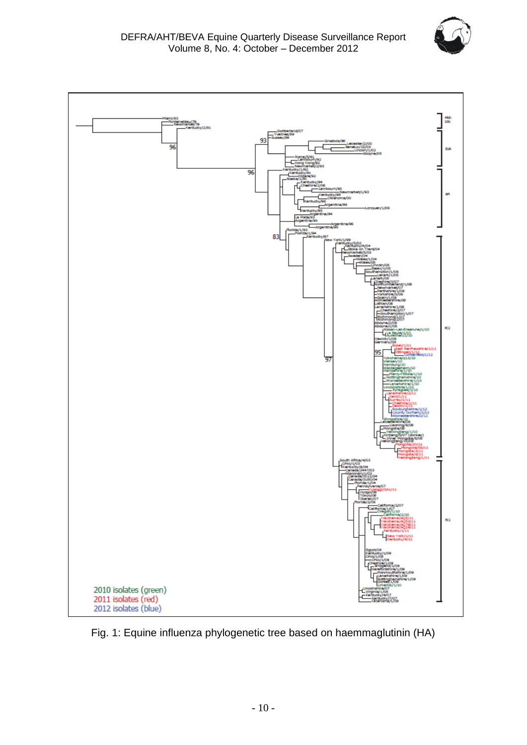2010 isolates (green)
2011 isolates (red)
2012 isolates (blue)

Fig. 1: Equine influenza phylogenetic tree based on haemmaglutinin (HA)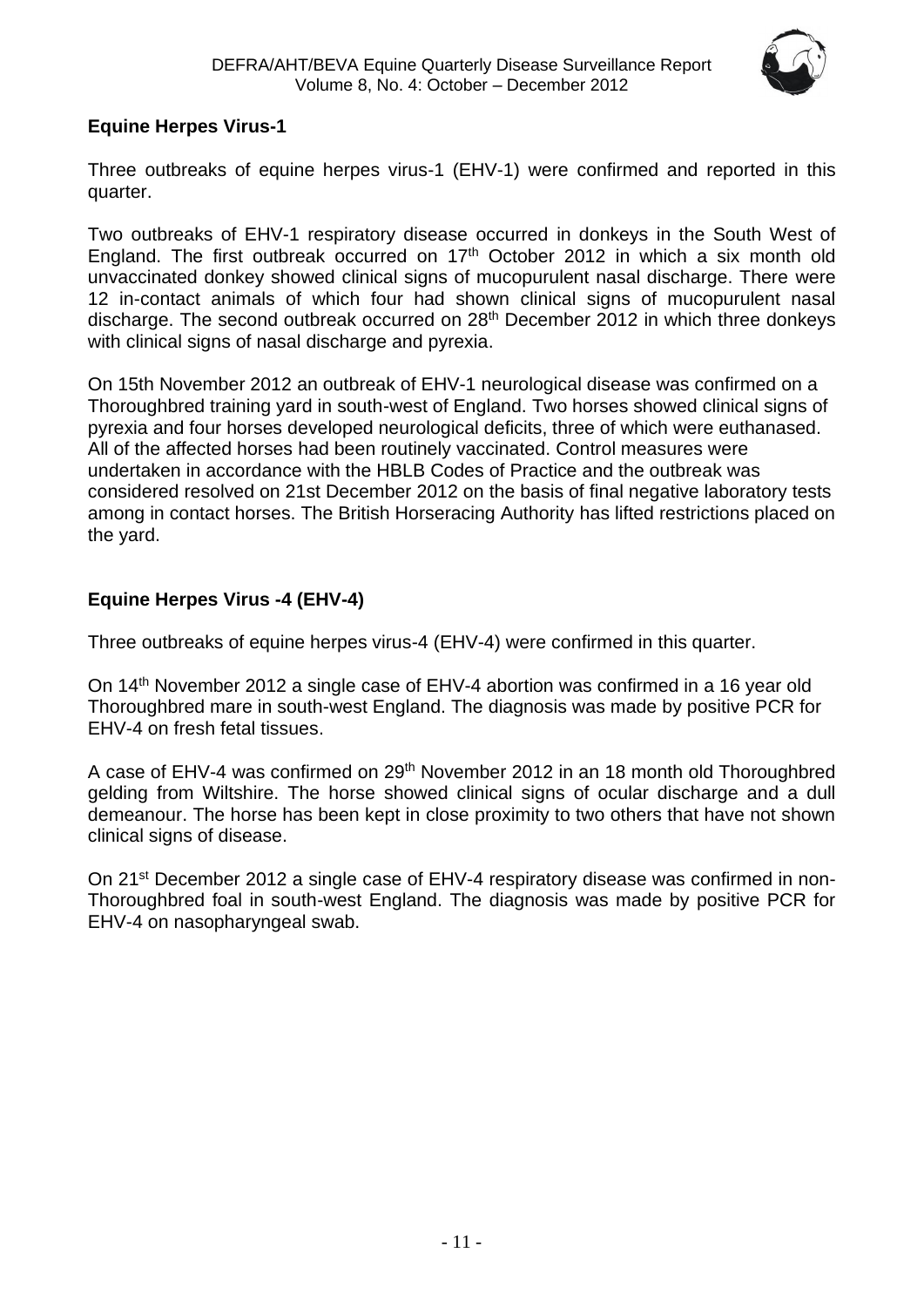## Equine Herpes Virus-1

Three outbreaks of equine herpes virus-1 (EHV-1) were confirmed and reported in this quarter.

Two outbreaks of EHV-1 respiratory disease occurred in donkeys in the South West of England. The first outbreak occurred on 17th October 2012 in which a six month old unvaccinated donkey showed clinical signs of mucopurulent nasal discharge. There were 12 in-contact animals of which four had shown clinical signs of mucopurulent nasal discharge. The second outbreak occurred on 28th December 2012 in which three donkeys with clinical signs of nasal discharge and pyrexia.

On 15th November 2012 an outbreak of EHV-1 neurological disease was confirmed on a Thoroughbred training yard in south-west of England. Two horses showed clinical signs of pyrexia and four horses developed neurological deficits, three of which were euthanased. All of the affected horses had been routinely vaccinated. Control measures were undertaken in accordance with the HBLB Codes of Practice and the outbreak was considered resolved on 21st December 2012 on the basis of final negative laboratory tests among in contact horses. The British Horseracing Authority has lifted restrictions placed on the yard.

## Equine Herpes Virus -4 (EHV-4)

Three outbreaks of equine herpes virus-4 (EHV-4) were confirmed in this quarter.

On 14th November 2012 a single case of EHV-4 abortion was confirmed in a 16 year old Thoroughbred mare in south-west England. The diagnosis was made by positive PCR for EHV-4 on fresh fetal tissues.

A case of EHV-4 was confirmed on 29th November 2012 in an 18 month old Thoroughbred gelding from Wiltshire. The horse showed clinical signs of ocular discharge and a dull demeanour. The horse has been kept in close proximity to two others that have not shown clinical signs of disease.

On 21st December 2012 a single case of EHV-4 respiratory disease was confirmed in non-Thoroughbred foal in south-west England. The diagnosis was made by positive PCR for EHV-4 on nasopharyngeal swab.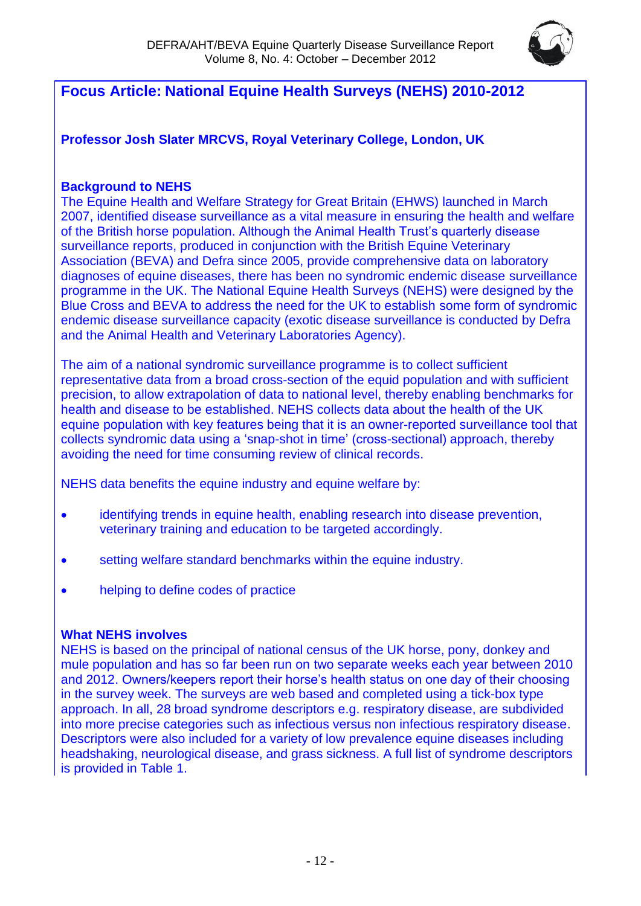## Focus Article: National Equine Health Surveys (NEHS) 2010-2012

**Professor Josh Slater MRCVS, Royal Veterinary College, London, UK**

### Background to NEHS

The Equine Health and Welfare Strategy for Great Britain (EHWS) launched in March 2007, identified disease surveillance as a vital measure in ensuring the health and welfare of the British horse population. Although the Animal Health Trust's quarterly disease surveillance reports, produced in conjunction with the British Equine Veterinary Association (BEVA) and Defra since 2005, provide comprehensive data on laboratory diagnoses of equine diseases, there has been no syndromic endemic disease surveillance programme in the UK. The National Equine Health Surveys (NEHS) were designed by the Blue Cross and BEVA to address the need for the UK to establish some form of syndromic endemic disease surveillance capacity (exotic disease surveillance is conducted by Defra and the Animal Health and Veterinary Laboratories Agency).

The aim of a national syndromic surveillance programme is to collect sufficient representative data from a broad cross-section of the equid population and with sufficient precision, to allow extrapolation of data to national level, thereby enabling benchmarks for health and disease to be established. NEHS collects data about the health of the UK equine population with key features being that it is an owner-reported surveillance tool that collects syndromic data using a 'snap-shot in time' (cross-sectional) approach, thereby avoiding the need for time consuming review of clinical records.

NEHS data benefits the equine industry and equine welfare by:

- identifying trends in equine health, enabling research into disease prevention, veterinary training and education to be targeted accordingly.
- setting welfare standard benchmarks within the equine industry.
- helping to define codes of practice

### What NEHS involves

NEHS is based on the principal of national census of the UK horse, pony, donkey and mule population and has so far been run on two separate weeks each year between 2010 and 2012. Owners/keepers report their horse's health status on one day of their choosing in the survey week. The surveys are web based and completed using a tick-box type approach. In all, 28 broad syndrome descriptors e.g. respiratory disease, are subdivided into more precise categories such as infectious versus non infectious respiratory disease. Descriptors were also included for a variety of low prevalence equine diseases including headshaking, neurological disease, and grass sickness. A full list of syndrome descriptors is provided in Table 1.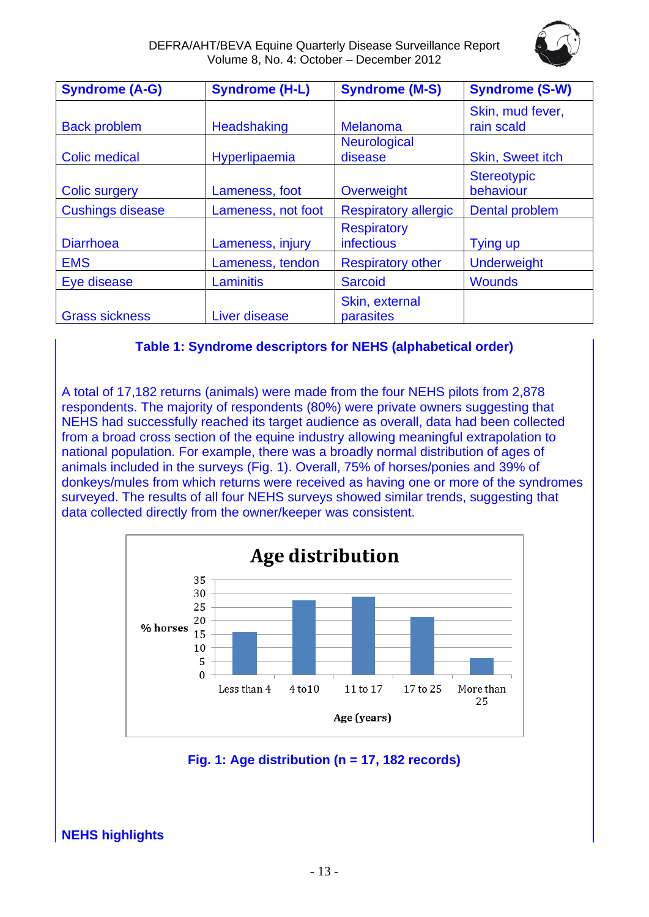| Syndrome (A-G) | Syndrome (H-L) | Syndrome (M-S) | Syndrome (S-W) |
|---|---|---|---|
| Back problem | Headshaking | Melanoma | Skin, mud fever, rain scald |
| Colic medical | Hyperlipaemia | Neurological disease | Skin, Sweet itch |
| Colic surgery | Lameness, foot | Overweight | Stereotypic behaviour |
| Cushings disease | Lameness, not foot | Respiratory allergic | Dental problem |
| Diarrhoea | Lameness, injury | Respiratory infectious | Tying up |
| EMS | Lameness, tendon | Respiratory other | Underweight |
| Eye disease | Laminitis | Sarcoid | Wounds |
| Grass sickness | Liver disease | Skin, external parasites | |

**Table 1: Syndrome descriptors for NEHS (alphabetical order)**

A total of 17,182 returns (animals) were made from the four NEHS pilots from 2,878 respondents. The majority of respondents (80%) were private owners suggesting that NEHS had successfully reached its target audience as overall, data had been collected from a broad cross section of the equine industry allowing meaningful extrapolation to national population. For example, there was a broadly normal distribution of ages of animals included in the surveys (Fig. 1). Overall, 75% of horses/ponies and 39% of donkeys/mules from which returns were received as having one or more of the syndromes surveyed. The results of all four NEHS surveys showed similar trends, suggesting that data collected directly from the owner/keeper was consistent.

**Fig. 1: Age distribution (n = 17, 182 records)**

**NEHS highlights**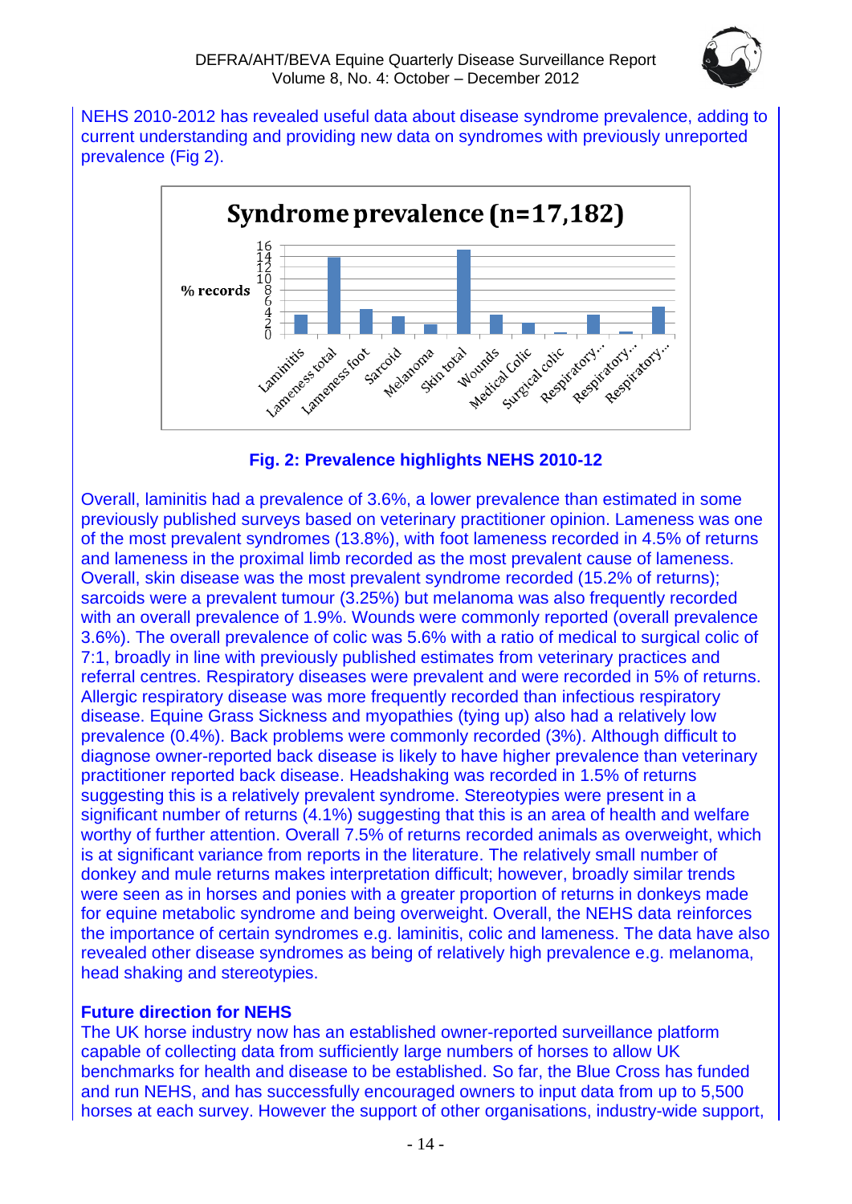NEHS 2010-2012 has revealed useful data about disease syndrome prevalence, adding to current understanding and providing new data on syndromes with previously unreported prevalence (Fig 2).

**Fig. 2: Prevalence highlights NEHS 2010-12**

Overall, laminitis had a prevalence of 3.6%, a lower prevalence than estimated in some previously published surveys based on veterinary practitioner opinion. Lameness was one of the most prevalent syndromes (13.8%), with foot lameness recorded in 4.5% of returns and lameness in the proximal limb recorded as the most prevalent cause of lameness. Overall, skin disease was the most prevalent syndrome recorded (15.2% of returns); sarcoids were a prevalent tumour (3.25%) but melanoma was also frequently recorded with an overall prevalence of 1.9%. Wounds were commonly reported (overall prevalence 3.6%). The overall prevalence of colic was 5.6% with a ratio of medical to surgical colic of 7:1, broadly in line with previously published estimates from veterinary practices and referral centres. Respiratory diseases were prevalent and were recorded in 5% of returns. Allergic respiratory disease was more frequently recorded than infectious respiratory disease. Equine Grass Sickness and myopathies (tying up) also had a relatively low prevalence (0.4%). Back problems were commonly recorded (3%). Although difficult to diagnose owner-reported back disease is likely to have higher prevalence than veterinary practitioner reported back disease. Headshaking was recorded in 1.5% of returns suggesting this is a relatively prevalent syndrome. Stereotypies were present in a significant number of returns (4.1%) suggesting that this is an area of health and welfare worthy of further attention. Overall 7.5% of returns recorded animals as overweight, which is at significant variance from reports in the literature. The relatively small number of donkey and mule returns makes interpretation difficult; however, broadly similar trends were seen as in horses and ponies with a greater proportion of returns in donkeys made for equine metabolic syndrome and being overweight. Overall, the NEHS data reinforces the importance of certain syndromes e.g. laminitis, colic and lameness. The data have also revealed other disease syndromes as being of relatively high prevalence e.g. melanoma, head shaking and stereotypies.

**Future direction for NEHS**

The UK horse industry now has an established owner-reported surveillance platform capable of collecting data from sufficiently large numbers of horses to allow UK benchmarks for health and disease to be established. So far, the Blue Cross has funded and run NEHS, and has successfully encouraged owners to input data from up to 5,500 horses at each survey. However the support of other organisations, industry-wide support,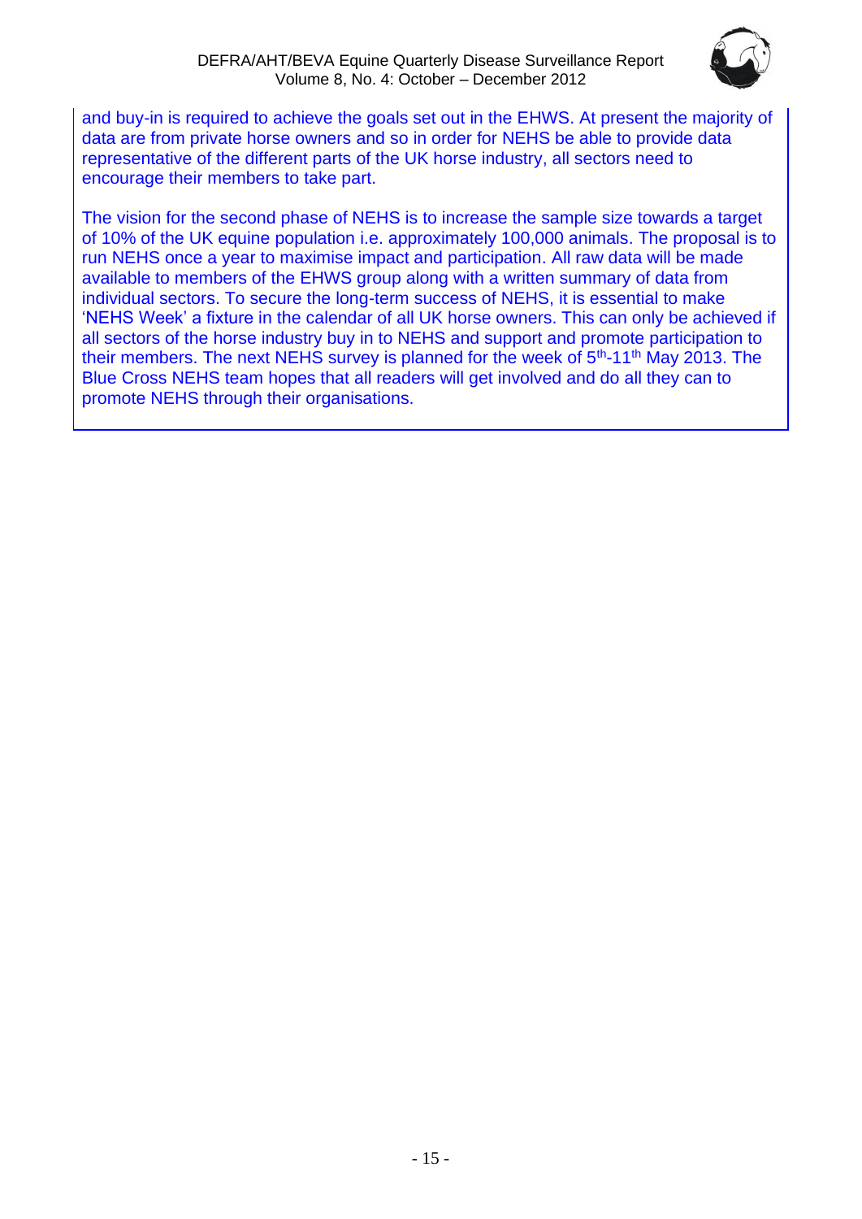and buy-in is required to achieve the goals set out in the EHWS. At present the majority of data are from private horse owners and so in order for NEHS be able to provide data representative of the different parts of the UK horse industry, all sectors need to encourage their members to take part.

The vision for the second phase of NEHS is to increase the sample size towards a target of 10% of the UK equine population i.e. approximately 100,000 animals. The proposal is to run NEHS once a year to maximise impact and participation. All raw data will be made available to members of the EHWS group along with a written summary of data from individual sectors. To secure the long-term success of NEHS, it is essential to make 'NEHS Week' a fixture in the calendar of all UK horse owners. This can only be achieved if all sectors of the horse industry buy in to NEHS and support and promote participation to their members. The next NEHS survey is planned for the week of 5th-11th May 2013. The Blue Cross NEHS team hopes that all readers will get involved and do all they can to promote NEHS through their organisations.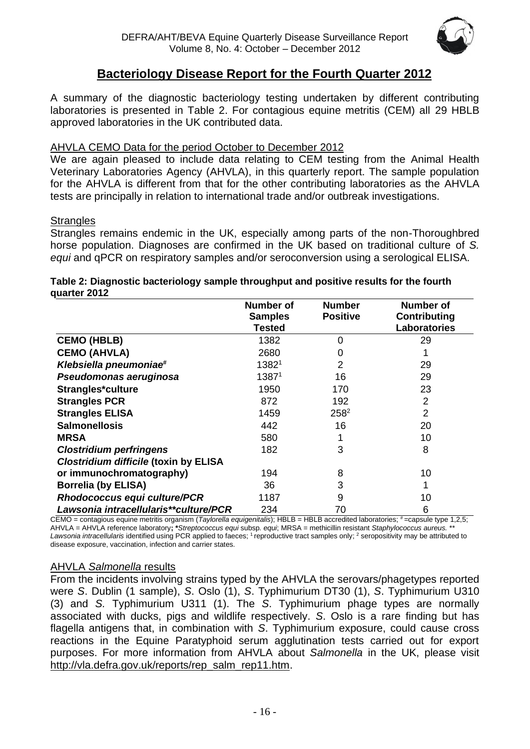# Bacteriology Disease Report for the Fourth Quarter 2012

A summary of the diagnostic bacteriology testing undertaken by different contributing laboratories is presented in Table 2. For contagious equine metritis (CEM) all 29 HBLB approved laboratories in the UK contributed data.

## AHVLA CEMO Data for the period October to December 2012

We are again pleased to include data relating to CEM testing from the Animal Health Veterinary Laboratories Agency (AHVLA), in this quarterly report. The sample population for the AHVLA is different from that for the other contributing laboratories as the AHVLA tests are principally in relation to international trade and/or outbreak investigations.

## Strangles

Strangles remains endemic in the UK, especially among parts of the non-Thoroughbred horse population. Diagnoses are confirmed in the UK based on traditional culture of *S. equi* and qPCR on respiratory samples and/or seroconversion using a serological ELISA.

**Table 2: Diagnostic bacteriology sample throughput and positive results for the fourth quarter 2012**

| | Number of Samples Tested | Number Positive | Number of Contributing Laboratories |
|---|---|---|---|
| **CEMO (HBLB)** | 1382 | 0 | 29 |
| **CEMO (AHVLA)** | 2680 | 0 | 1 |
| ***Klebsiella pneumoniae*#** | 1382[1] | 2 | 29 |
| ***Pseudomonas aeruginosa*** | 1387[1] | 16 | 29 |
| **Strangles*culture** | 1950 | 170 | 23 |
| **Strangles PCR** | 872 | 192 | 2 |
| **Strangles ELISA** | 1459 | 258[2] | 2 |
| **Salmonellosis** | 442 | 16 | 20 |
| **MRSA** | 580 | 1 | 10 |
| ***Clostridium perfringens*** | 182 | 3 | 8 |
| ***Clostridium difficile* (toxin by ELISA or immunochromatography)** | 194 | 8 | 10 |
| **Borrelia (by ELISA)** | 36 | 3 | 1 |
| ***Rhodococcus equi* culture/PCR** | 1187 | 9 | 10 |
| ***Lawsonia intracellularis*\*\*culture/PCR** | 234 | 70 | 6 |

CEMO = contagious equine metritis organism (*Taylorella equigenitalis*); HBLB = HBLB accredited laboratories; # =capsule type 1,2,5; AHVLA = AHVLA reference laboratory; \**Streptococcus equi* subsp. *equi*; MRSA = methicillin resistant *Staphylococcus aureus.* \*\* *Lawsonia intracellularis* identified using PCR applied to faeces; [1] reproductive tract samples only; [2] seropositivity may be attributed to disease exposure, vaccination, infection and carrier states.

## AHVLA *Salmonella* results

From the incidents involving strains typed by the AHVLA the serovars/phagetypes reported were *S*. Dublin (1 sample), *S*. Oslo (1), *S*. Typhimurium DT30 (1), *S*. Typhimurium U310 (3) and *S.* Typhimurium U311 (1). The *S*. Typhimurium phage types are normally associated with ducks, pigs and wildlife respectively. *S*. Oslo is a rare finding but has flagella antigens that, in combination with *S*. Typhimurium exposure, could cause cross reactions in the Equine Paratyphoid serum agglutination tests carried out for export purposes. For more information from AHVLA about *Salmonella* in the UK, please visit http://vla.defra.gov.uk/reports/rep_salm_rep11.htm.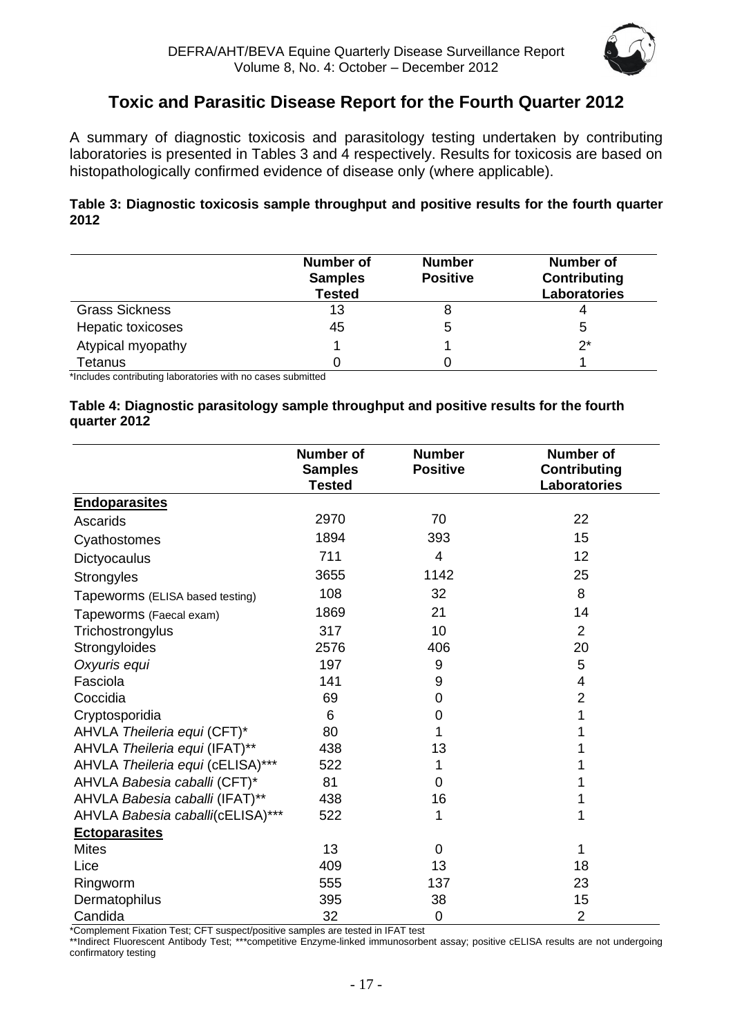## Toxic and Parasitic Disease Report for the Fourth Quarter 2012

A summary of diagnostic toxicosis and parasitology testing undertaken by contributing laboratories is presented in Tables 3 and 4 respectively. Results for toxicosis are based on histopathologically confirmed evidence of disease only (where applicable).

**Table 3: Diagnostic toxicosis sample throughput and positive results for the fourth quarter 2012**

| | Number of Samples Tested | Number Positive | Number of Contributing Laboratories |
|---|---|---|---|
| Grass Sickness | 13 | 8 | 4 |
| Hepatic toxicoses | 45 | 5 | 5 |
| Atypical myopathy | 1 | 1 | 2* |
| Tetanus | 0 | 0 | 1 |

*Includes contributing laboratories with no cases submitted

**Table 4: Diagnostic parasitology sample throughput and positive results for the fourth quarter 2012**

| | Number of Samples Tested | Number Positive | Number of Contributing Laboratories |
|---|---|---|---|
| **<u>Endoparasites</u>** | | | |
| Ascarids | 2970 | 70 | 22 |
| Cyathostomes | 1894 | 393 | 15 |
| Dictyocaulus | 711 | 4 | 12 |
| Strongyles | 3655 | 1142 | 25 |
| Tapeworms (ELISA based testing) | 108 | 32 | 8 |
| Tapeworms (Faecal exam) | 1869 | 21 | 14 |
| Trichostrongylus | 317 | 10 | 2 |
| Strongyloides | 2576 | 406 | 20 |
| *Oxyuris equi* | 197 | 9 | 5 |
| Fasciola | 141 | 9 | 4 |
| Coccidia | 69 | 0 | 2 |
| Cryptosporidia | 6 | 0 | 1 |
| AHVLA *Theileria equi* (CFT)* | 80 | 1 | 1 |
| AHVLA *Theileria equi* (IFAT)** | 438 | 13 | 1 |
| AHVLA *Theileria equi* (cELISA)*** | 522 | 1 | 1 |
| AHVLA *Babesia caballi* (CFT)* | 81 | 0 | 1 |
| AHVLA *Babesia caballi* (IFAT)** | 438 | 16 | 1 |
| AHVLA *Babesia caballi*(cELISA)*** | 522 | 1 | 1 |
| **<u>Ectoparasites</u>** | | | |
| Mites | 13 | 0 | 1 |
| Lice | 409 | 13 | 18 |
| Ringworm | 555 | 137 | 23 |
| Dermatophilus | 395 | 38 | 15 |
| Candida | 32 | 0 | 2 |

*Complement Fixation Test; CFT suspect/positive samples are tested in IFAT test
**Indirect Fluorescent Antibody Test; ***competitive Enzyme-linked immunosorbent assay; positive cELISA results are not undergoing confirmatory testing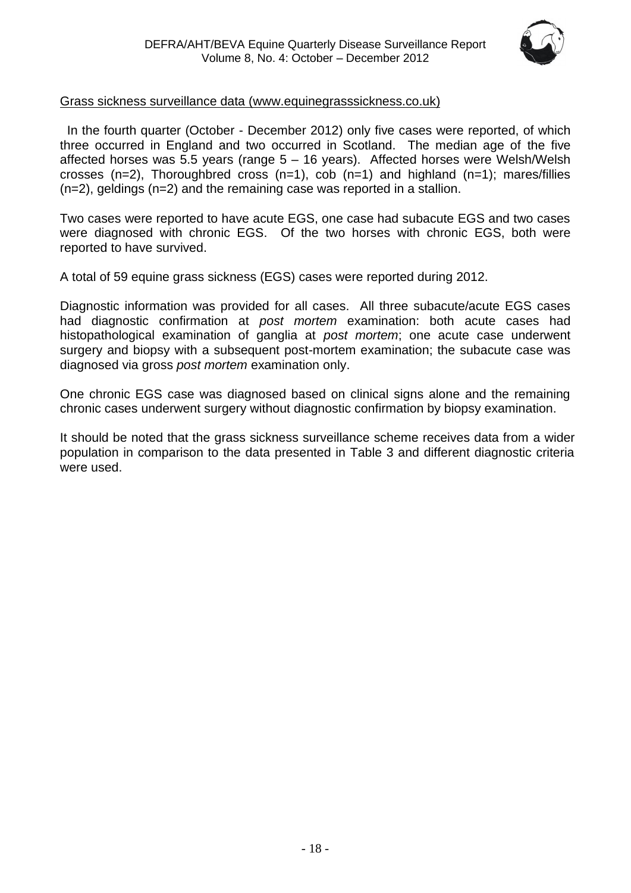Grass sickness surveillance data (www.equinegrasssickness.co.uk)

In the fourth quarter (October - December 2012) only five cases were reported, of which three occurred in England and two occurred in Scotland. The median age of the five affected horses was 5.5 years (range 5 – 16 years). Affected horses were Welsh/Welsh crosses (n=2), Thoroughbred cross (n=1), cob (n=1) and highland (n=1); mares/fillies (n=2), geldings (n=2) and the remaining case was reported in a stallion.

Two cases were reported to have acute EGS, one case had subacute EGS and two cases were diagnosed with chronic EGS. Of the two horses with chronic EGS, both were reported to have survived.

A total of 59 equine grass sickness (EGS) cases were reported during 2012.

Diagnostic information was provided for all cases. All three subacute/acute EGS cases had diagnostic confirmation at *post mortem* examination: both acute cases had histopathological examination of ganglia at *post mortem*; one acute case underwent surgery and biopsy with a subsequent post-mortem examination; the subacute case was diagnosed via gross *post mortem* examination only.

One chronic EGS case was diagnosed based on clinical signs alone and the remaining chronic cases underwent surgery without diagnostic confirmation by biopsy examination.

It should be noted that the grass sickness surveillance scheme receives data from a wider population in comparison to the data presented in Table 3 and different diagnostic criteria were used.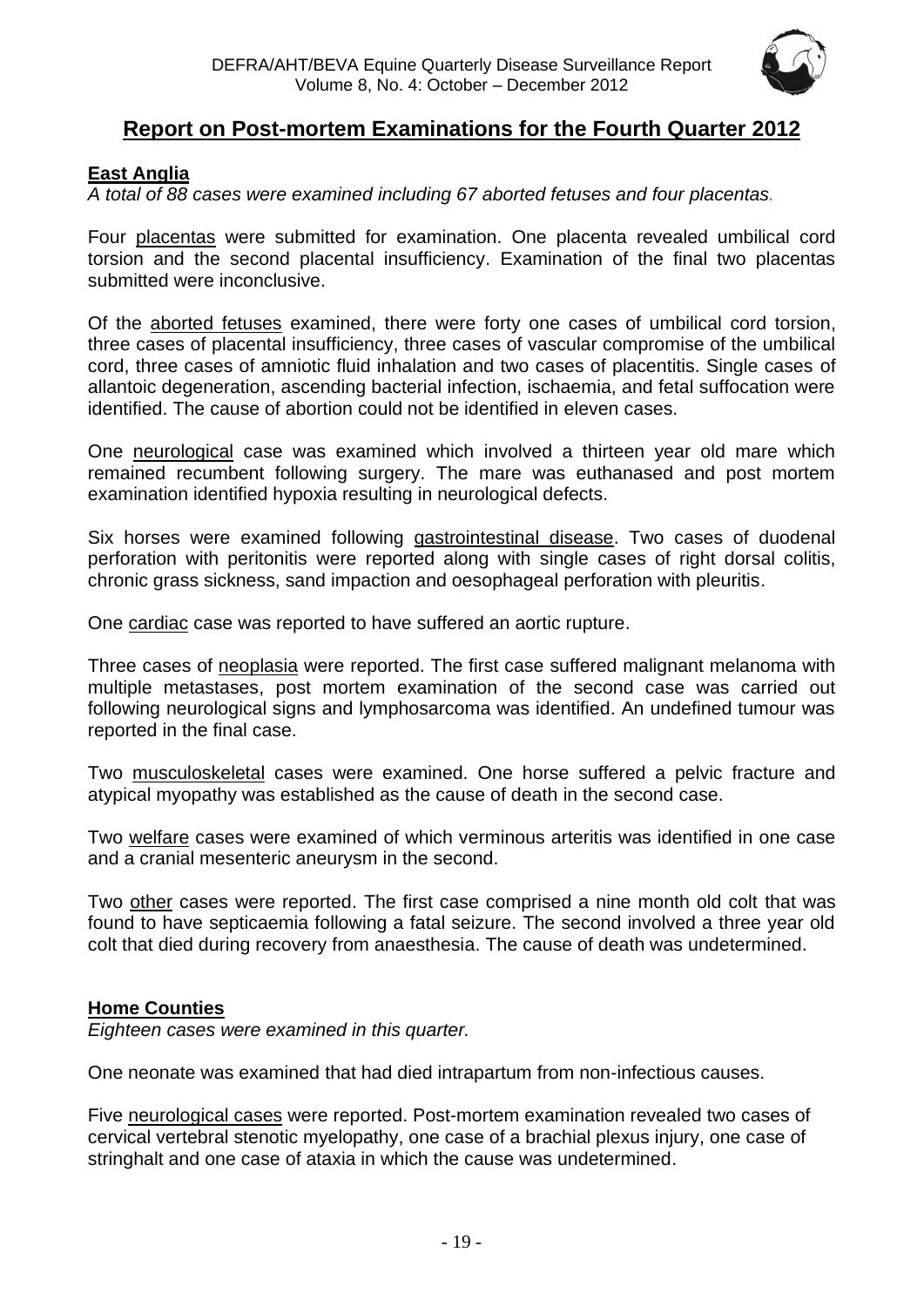## Report on Post-mortem Examinations for the Fourth Quarter 2012

### East Anglia

*A total of 88 cases were examined including 67 aborted fetuses and four placentas.*

Four placentas were submitted for examination. One placenta revealed umbilical cord torsion and the second placental insufficiency. Examination of the final two placentas submitted were inconclusive.

Of the aborted fetuses examined, there were forty one cases of umbilical cord torsion, three cases of placental insufficiency, three cases of vascular compromise of the umbilical cord, three cases of amniotic fluid inhalation and two cases of placentitis. Single cases of allantoic degeneration, ascending bacterial infection, ischaemia, and fetal suffocation were identified. The cause of abortion could not be identified in eleven cases.

One neurological case was examined which involved a thirteen year old mare which remained recumbent following surgery. The mare was euthanased and post mortem examination identified hypoxia resulting in neurological defects.

Six horses were examined following gastrointestinal disease. Two cases of duodenal perforation with peritonitis were reported along with single cases of right dorsal colitis, chronic grass sickness, sand impaction and oesophageal perforation with pleuritis.

One cardiac case was reported to have suffered an aortic rupture.

Three cases of neoplasia were reported. The first case suffered malignant melanoma with multiple metastases, post mortem examination of the second case was carried out following neurological signs and lymphosarcoma was identified. An undefined tumour was reported in the final case.

Two musculoskeletal cases were examined. One horse suffered a pelvic fracture and atypical myopathy was established as the cause of death in the second case.

Two welfare cases were examined of which verminous arteritis was identified in one case and a cranial mesenteric aneurysm in the second.

Two other cases were reported. The first case comprised a nine month old colt that was found to have septicaemia following a fatal seizure. The second involved a three year old colt that died during recovery from anaesthesia. The cause of death was undetermined.

### Home Counties

*Eighteen cases were examined in this quarter.*

One neonate was examined that had died intrapartum from non-infectious causes.

Five neurological cases were reported. Post-mortem examination revealed two cases of cervical vertebral stenotic myelopathy, one case of a brachial plexus injury, one case of stringhalt and one case of ataxia in which the cause was undetermined.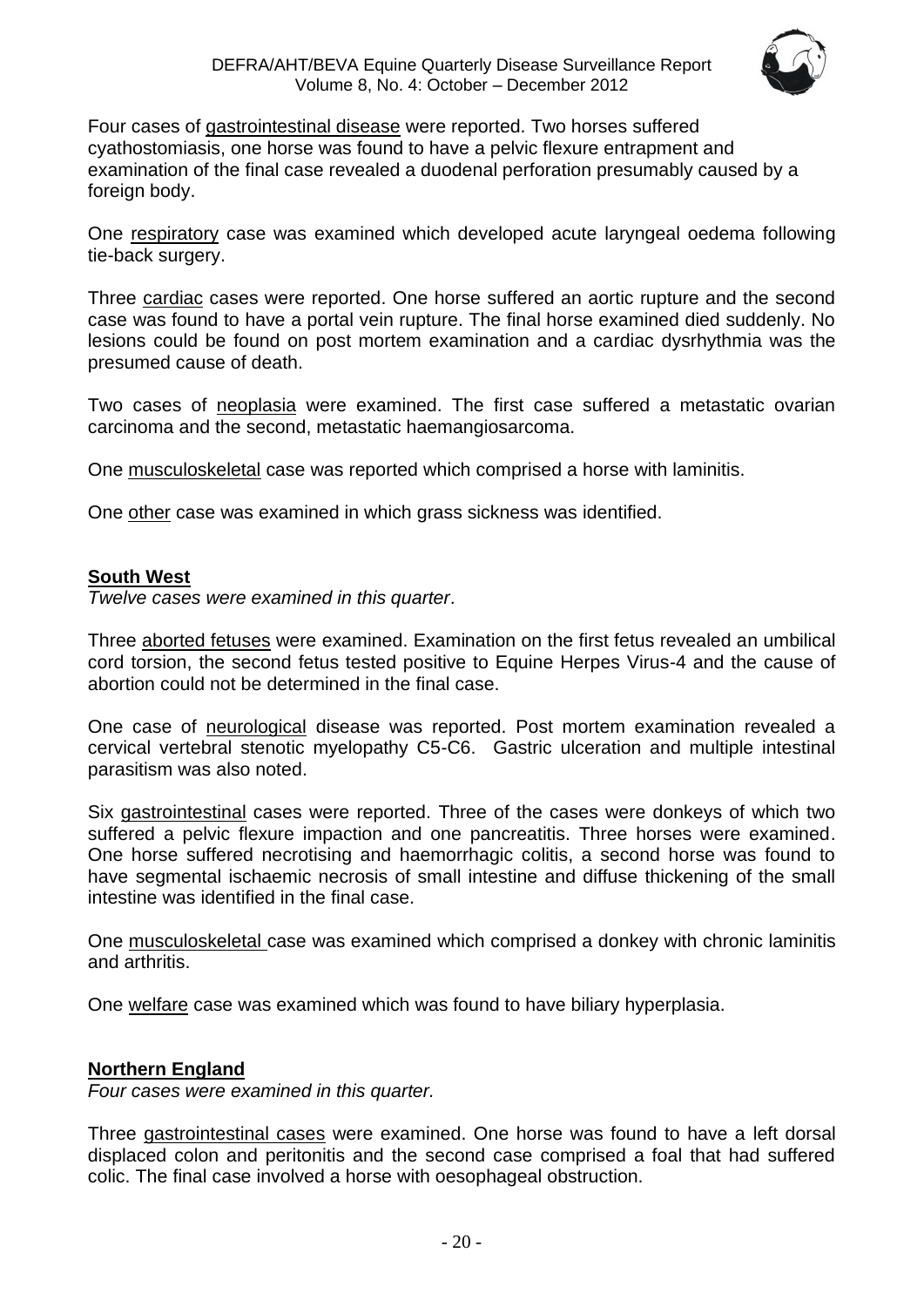Four cases of gastrointestinal disease were reported. Two horses suffered cyathostomiasis, one horse was found to have a pelvic flexure entrapment and examination of the final case revealed a duodenal perforation presumably caused by a foreign body.

One respiratory case was examined which developed acute laryngeal oedema following tie-back surgery.

Three cardiac cases were reported. One horse suffered an aortic rupture and the second case was found to have a portal vein rupture. The final horse examined died suddenly. No lesions could be found on post mortem examination and a cardiac dysrhythmia was the presumed cause of death.

Two cases of neoplasia were examined. The first case suffered a metastatic ovarian carcinoma and the second, metastatic haemangiosarcoma.

One musculoskeletal case was reported which comprised a horse with laminitis.

One other case was examined in which grass sickness was identified.

## South West

*Twelve cases were examined in this quarter*.

Three aborted fetuses were examined. Examination on the first fetus revealed an umbilical cord torsion, the second fetus tested positive to Equine Herpes Virus-4 and the cause of abortion could not be determined in the final case.

One case of neurological disease was reported. Post mortem examination revealed a cervical vertebral stenotic myelopathy C5-C6. Gastric ulceration and multiple intestinal parasitism was also noted.

Six gastrointestinal cases were reported. Three of the cases were donkeys of which two suffered a pelvic flexure impaction and one pancreatitis. Three horses were examined. One horse suffered necrotising and haemorrhagic colitis, a second horse was found to have segmental ischaemic necrosis of small intestine and diffuse thickening of the small intestine was identified in the final case.

One musculoskeletal case was examined which comprised a donkey with chronic laminitis and arthritis.

One welfare case was examined which was found to have biliary hyperplasia.

## Northern England

*Four cases were examined in this quarter.*

Three gastrointestinal cases were examined. One horse was found to have a left dorsal displaced colon and peritonitis and the second case comprised a foal that had suffered colic. The final case involved a horse with oesophageal obstruction.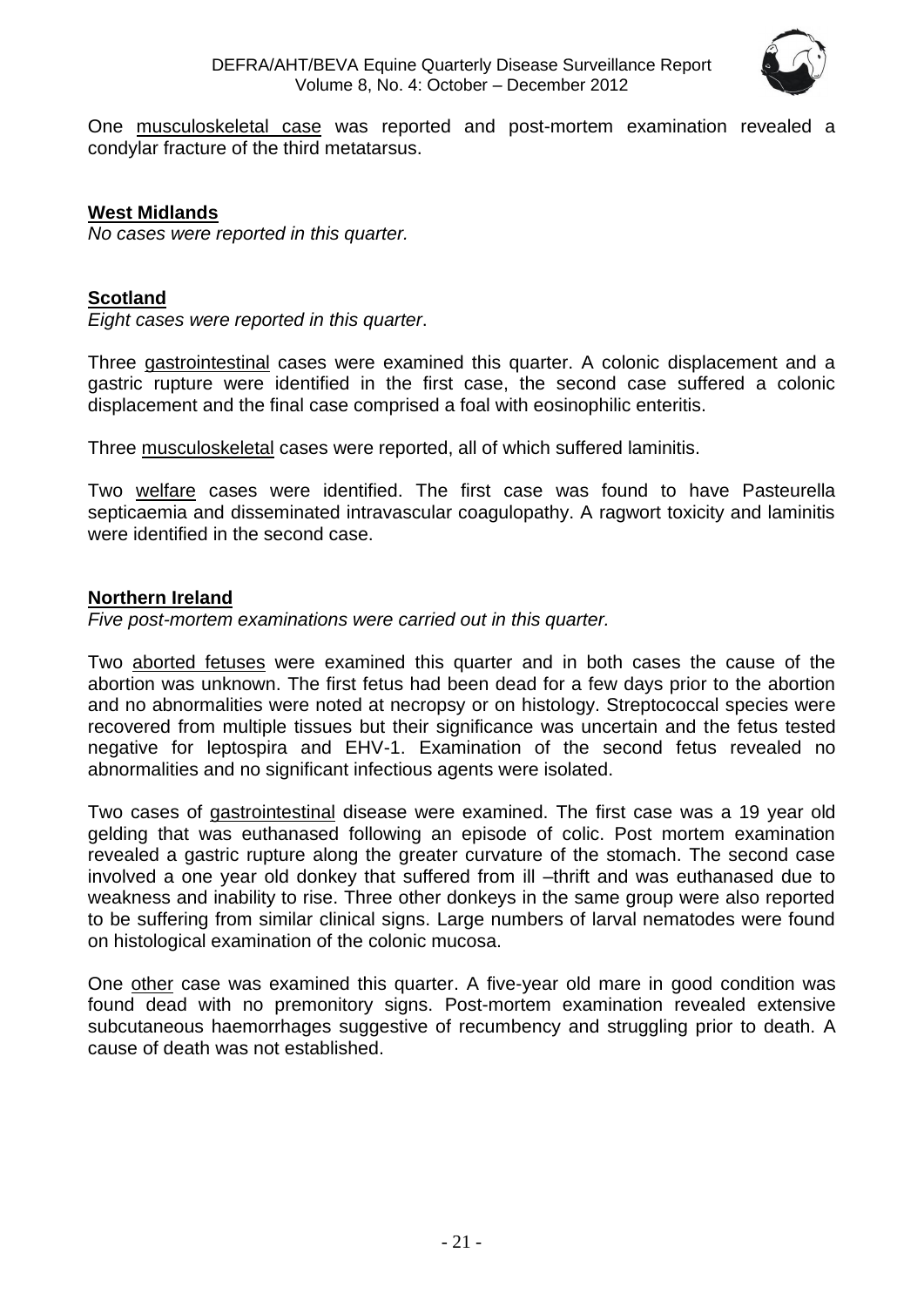One musculoskeletal case was reported and post-mortem examination revealed a condylar fracture of the third metatarsus.

## West Midlands

*No cases were reported in this quarter.*

## Scotland

*Eight cases were reported in this quarter*.

Three gastrointestinal cases were examined this quarter. A colonic displacement and a gastric rupture were identified in the first case, the second case suffered a colonic displacement and the final case comprised a foal with eosinophilic enteritis.

Three musculoskeletal cases were reported, all of which suffered laminitis.

Two welfare cases were identified. The first case was found to have Pasteurella septicaemia and disseminated intravascular coagulopathy. A ragwort toxicity and laminitis were identified in the second case.

## Northern Ireland

*Five post-mortem examinations were carried out in this quarter.*

Two aborted fetuses were examined this quarter and in both cases the cause of the abortion was unknown. The first fetus had been dead for a few days prior to the abortion and no abnormalities were noted at necropsy or on histology. Streptococcal species were recovered from multiple tissues but their significance was uncertain and the fetus tested negative for leptospira and EHV-1. Examination of the second fetus revealed no abnormalities and no significant infectious agents were isolated.

Two cases of gastrointestinal disease were examined. The first case was a 19 year old gelding that was euthanased following an episode of colic. Post mortem examination revealed a gastric rupture along the greater curvature of the stomach. The second case involved a one year old donkey that suffered from ill –thrift and was euthanased due to weakness and inability to rise. Three other donkeys in the same group were also reported to be suffering from similar clinical signs. Large numbers of larval nematodes were found on histological examination of the colonic mucosa.

One other case was examined this quarter. A five-year old mare in good condition was found dead with no premonitory signs. Post-mortem examination revealed extensive subcutaneous haemorrhages suggestive of recumbency and struggling prior to death. A cause of death was not established.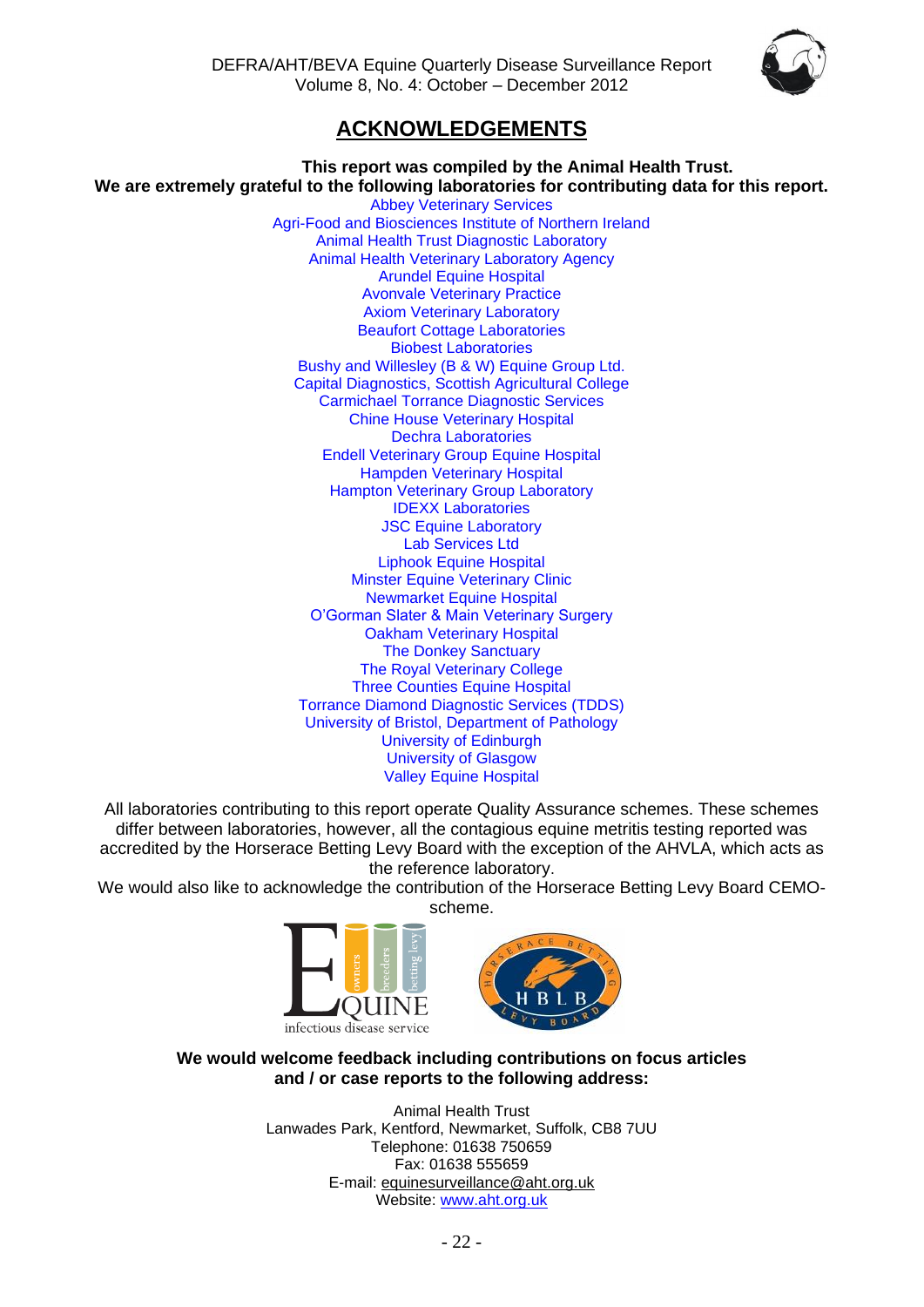## ACKNOWLEDGEMENTS

**This report was compiled by the Animal Health Trust.**
**We are extremely grateful to the following laboratories for contributing data for this report.**

Abbey Veterinary Services
Agri-Food and Biosciences Institute of Northern Ireland
Animal Health Trust Diagnostic Laboratory
Animal Health Veterinary Laboratory Agency
Arundel Equine Hospital
Avonvale Veterinary Practice
Axiom Veterinary Laboratory
Beaufort Cottage Laboratories
Biobest Laboratories
Bushy and Willesley (B & W) Equine Group Ltd.
Capital Diagnostics, Scottish Agricultural College
Carmichael Torrance Diagnostic Services
Chine House Veterinary Hospital
Dechra Laboratories
Endell Veterinary Group Equine Hospital
Hampden Veterinary Hospital
Hampton Veterinary Group Laboratory
IDEXX Laboratories
JSC Equine Laboratory
Lab Services Ltd
Liphook Equine Hospital
Minster Equine Veterinary Clinic
Newmarket Equine Hospital
O'Gorman Slater & Main Veterinary Surgery
Oakham Veterinary Hospital
The Donkey Sanctuary
The Royal Veterinary College
Three Counties Equine Hospital
Torrance Diamond Diagnostic Services (TDDS)
University of Bristol, Department of Pathology
University of Edinburgh
University of Glasgow
Valley Equine Hospital

All laboratories contributing to this report operate Quality Assurance schemes. These schemes differ between laboratories, however, all the contagious equine metritis testing reported was accredited by the Horserace Betting Levy Board with the exception of the AHVLA, which acts as the reference laboratory.

We would also like to acknowledge the contribution of the Horserace Betting Levy Board CEMO-scheme.

**We would welcome feedback including contributions on focus articles and / or case reports to the following address:**

Animal Health Trust
Lanwades Park, Kentford, Newmarket, Suffolk, CB8 7UU
Telephone: 01638 750659
Fax: 01638 555659
E-mail: equinesurveillance@aht.org.uk
Website: www.aht.org.uk